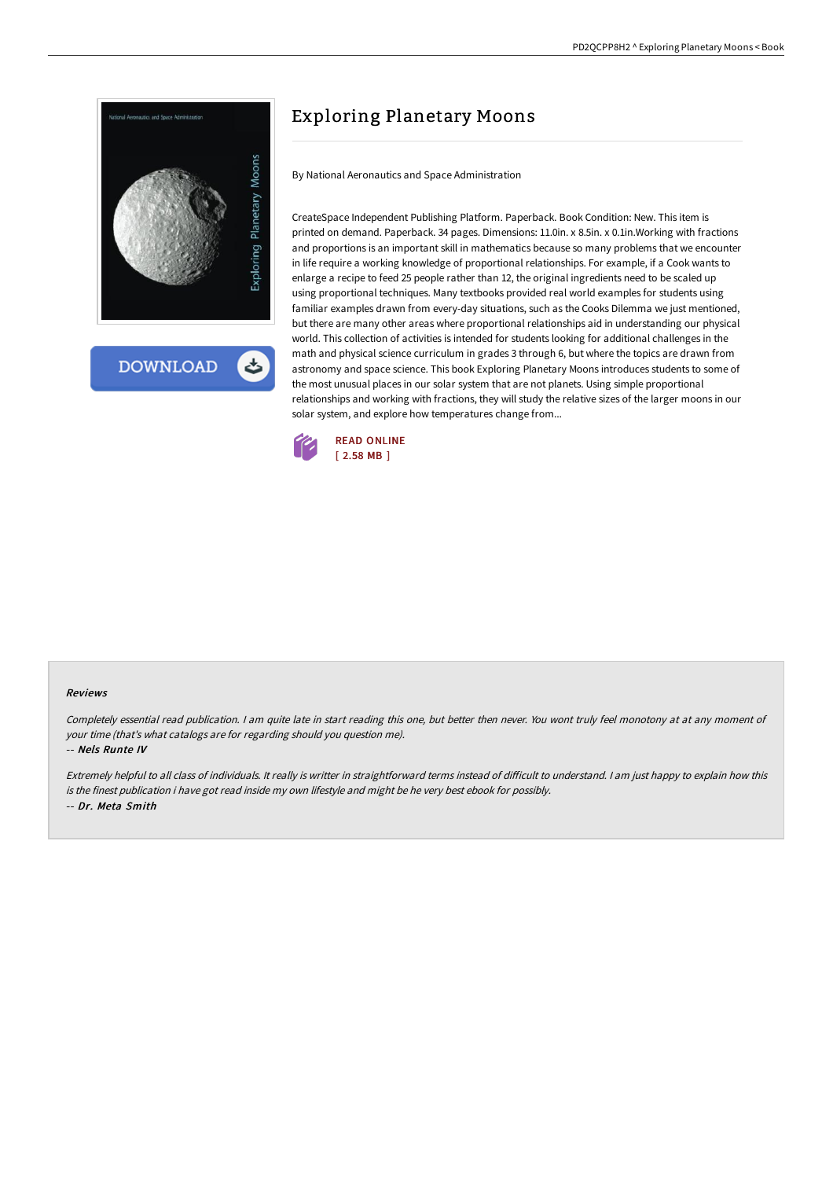# Exploring Planetary Moons

By National Aeronautics and Space Administration

CreateSpace Independent Publishing Platform. Paperback. Book Condition: New. This item is printed on demand. Paperback. 34 pages. Dimensions: 11.0in. x 8.5in. x 0.1in.Working with fractions and proportions is an important skill in mathematics because so many problems that we encounter in life require a working knowledge of proportional relationships. For example, if a Cook wants to enlarge a recipe to feed 25 people rather than 12, the original ingredients need to be scaled up using proportional techniques. Many textbooks provided real world examples for students using familiar examples drawn from every-day situations, such as the Cooks Dilemma we just mentioned, but there are many other areas where proportional relationships aid in understanding our physical world. This collection of activities is intended for students looking for additional challenges in the math and physical science curriculum in grades 3 through 6, but where the topics are drawn from astronomy and space science. This book Exploring Planetary Moons introduces students to some of the most unusual places in our solar system that are not planets. Using simple proportional relationships and working with fractions, they will study the relative sizes of the larger moons in our solar system, and explore how temperatures change from...

READ ONLINE
[ 2.58 MB ]

#### Reviews

*Completely essential read publication. I am quite late in start reading this one, but better then never. You wont truly feel monotony at at any moment of your time (that's what catalogs are for regarding should you question me).*

*-- **Nels Runte IV***

*Extremely helpful to all class of individuals. It really is writter in straightforward terms instead of difficult to understand. I am just happy to explain how this is the finest publication i have got read inside my own lifestyle and might be he very best ebook for possibly.*

*-- **Dr. Meta Smith***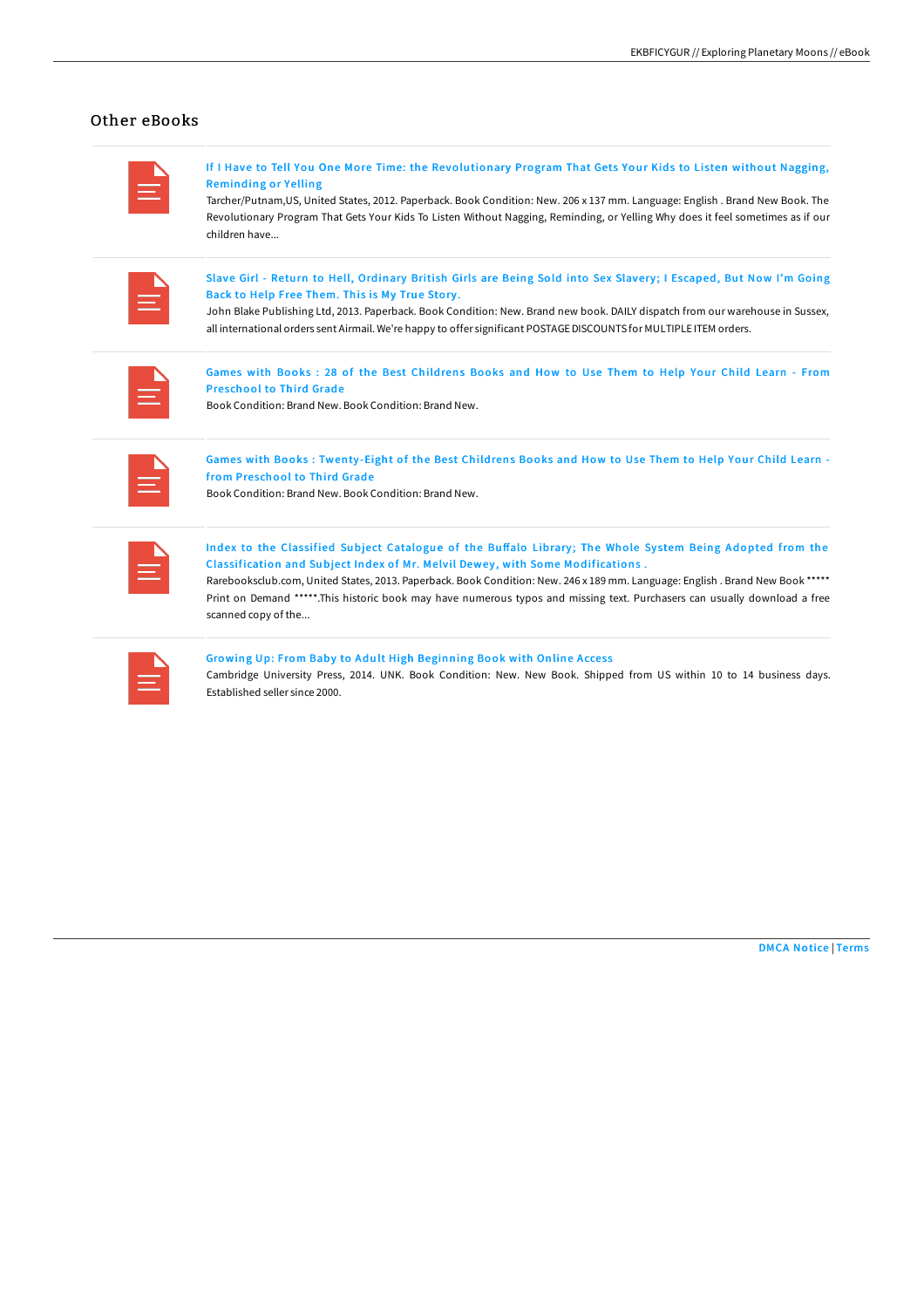## Other eBooks

**If I Have to Tell You One More Time: the Revolutionary Program That Gets Your Kids to Listen without Nagging, Reminding or Yelling**

Tarcher/Putnam,US, United States, 2012. Paperback. Book Condition: New. 206 x 137 mm. Language: English . Brand New Book. The Revolutionary Program That Gets Your Kids To Listen Without Nagging, Reminding, or Yelling Why does it feel sometimes as if our children have...

**Slave Girl - Return to Hell, Ordinary British Girls are Being Sold into Sex Slavery; I Escaped, But Now I'm Going Back to Help Free Them. This is My True Story.**

John Blake Publishing Ltd, 2013. Paperback. Book Condition: New. Brand new book. DAILY dispatch from our warehouse in Sussex, all international orders sent Airmail. We're happy to offer significant POSTAGE DISCOUNTS for MULTIPLE ITEM orders.

**Games with Books : 28 of the Best Childrens Books and How to Use Them to Help Your Child Learn - From Preschool to Third Grade**

Book Condition: Brand New. Book Condition: Brand New.

**Games with Books : Twenty-Eight of the Best Childrens Books and How to Use Them to Help Your Child Learn - from Preschool to Third Grade**

Book Condition: Brand New. Book Condition: Brand New.

**Index to the Classified Subject Catalogue of the Buffalo Library; The Whole System Being Adopted from the Classification and Subject Index of Mr. Melvil Dewey, with Some Modifications .**

Rarebooksclub.com, United States, 2013. Paperback. Book Condition: New. 246 x 189 mm. Language: English . Brand New Book ***** Print on Demand *****.This historic book may have numerous typos and missing text. Purchasers can usually download a free scanned copy of the...

**Growing Up: From Baby to Adult High Beginning Book with Online Access**

Cambridge University Press, 2014. UNK. Book Condition: New. New Book. Shipped from US within 10 to 14 business days. Established seller since 2000.

DMCA Notice | Terms